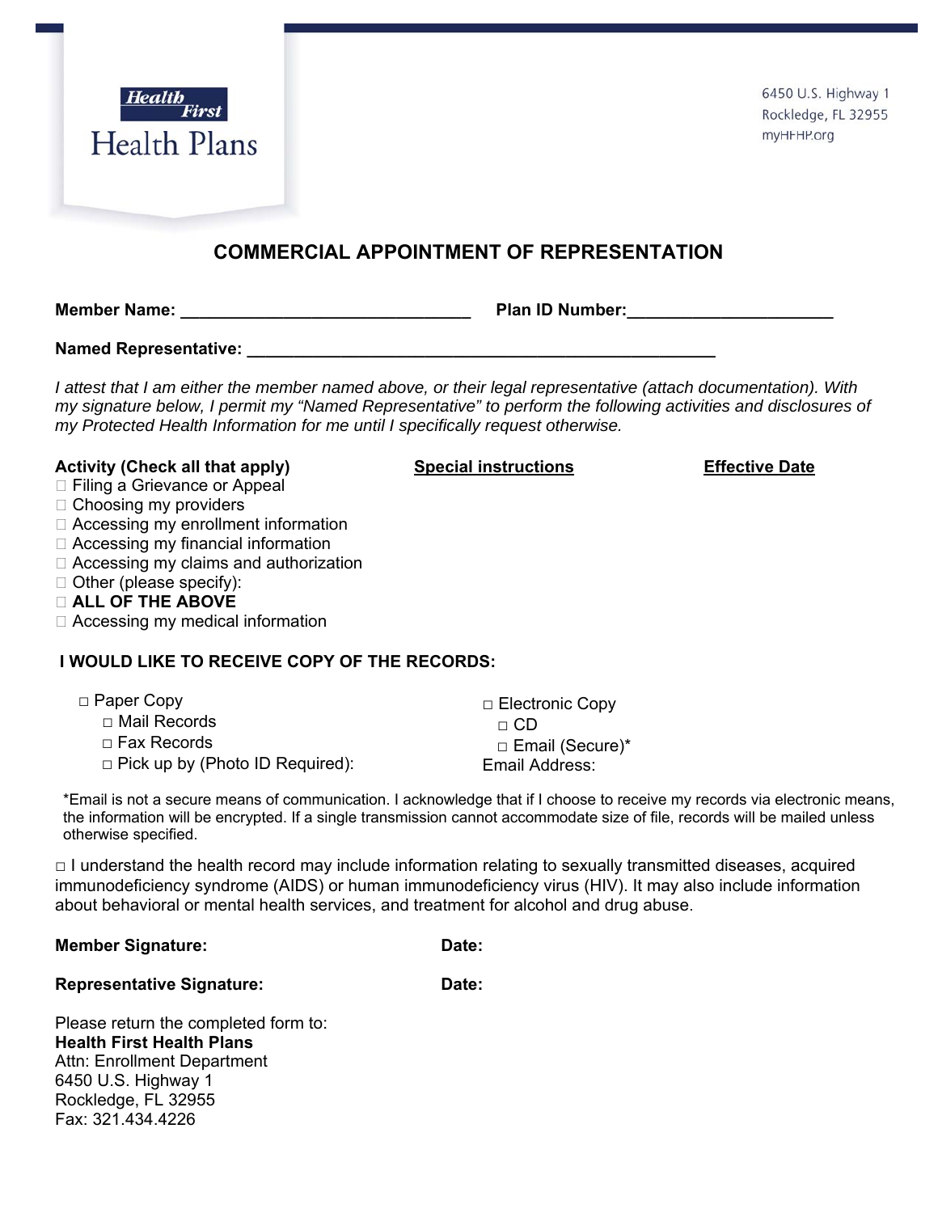Health First Health Plans

6450 U.S. Highway 1
Rockledge, FL 32955
myHFHP.org

# COMMERCIAL APPOINTMENT OF REPRESENTATION

**Member Name:** _______________________________ **Plan ID Number:**______________________

**Named Representative:** ____________________________________________________

*I attest that I am either the member named above, or their legal representative (attach documentation). With my signature below, I permit my "Named Representative" to perform the following activities and disclosures of my Protected Health Information for me until I specifically request otherwise.*

| **Activity (Check all that apply)** | **Special instructions** | **Effective Date** |
|---|---|---|
| ☐ Filing a Grievance or Appeal | | |
| ☐ Choosing my providers | | |
| ☐ Accessing my enrollment information | | |
| ☐ Accessing my financial information | | |
| ☐ Accessing my claims and authorization | | |
| ☐ Other (please specify): | | |
| ☐ **ALL OF THE ABOVE** | | |
| ☐ Accessing my medical information | | |

**I WOULD LIKE TO RECEIVE COPY OF THE RECORDS:**

- □ Paper Copy
  - □ Mail Records
  - □ Fax Records
  - □ Pick up by (Photo ID Required):
- □ Electronic Copy
  - □ CD
  - □ Email (Secure)*

  Email Address:

*Email is not a secure means of communication. I acknowledge that if I choose to receive my records via electronic means, the information will be encrypted. If a single transmission cannot accommodate size of file, records will be mailed unless otherwise specified.

□ I understand the health record may include information relating to sexually transmitted diseases, acquired immunodeficiency syndrome (AIDS) or human immunodeficiency virus (HIV). It may also include information about behavioral or mental health services, and treatment for alcohol and drug abuse.

**Member Signature:** **Date:**

**Representative Signature:** **Date:**

Please return the completed form to:
**Health First Health Plans**
Attn: Enrollment Department
6450 U.S. Highway 1
Rockledge, FL 32955
Fax: 321.434.4226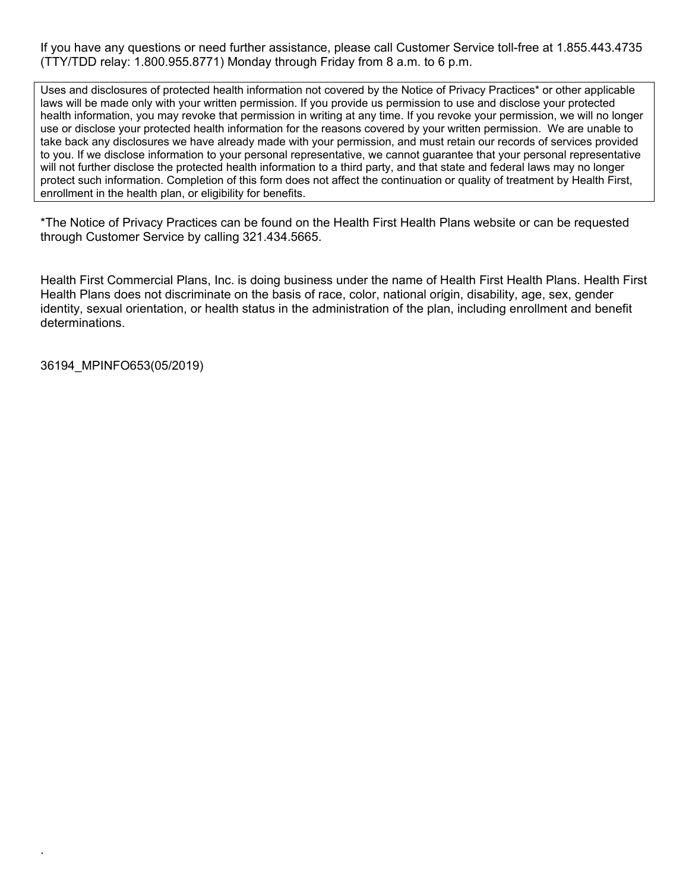If you have any questions or need further assistance, please call Customer Service toll-free at 1.855.443.4735 (TTY/TDD relay: 1.800.955.8771) Monday through Friday from 8 a.m. to 6 p.m.

Uses and disclosures of protected health information not covered by the Notice of Privacy Practices* or other applicable laws will be made only with your written permission. If you provide us permission to use and disclose your protected health information, you may revoke that permission in writing at any time. If you revoke your permission, we will no longer use or disclose your protected health information for the reasons covered by your written permission. We are unable to take back any disclosures we have already made with your permission, and must retain our records of services provided to you. If we disclose information to your personal representative, we cannot guarantee that your personal representative will not further disclose the protected health information to a third party, and that state and federal laws may no longer protect such information. Completion of this form does not affect the continuation or quality of treatment by Health First, enrollment in the health plan, or eligibility for benefits.

*The Notice of Privacy Practices can be found on the Health First Health Plans website or can be requested through Customer Service by calling 321.434.5665.

Health First Commercial Plans, Inc. is doing business under the name of Health First Health Plans. Health First Health Plans does not discriminate on the basis of race, color, national origin, disability, age, sex, gender identity, sexual orientation, or health status in the administration of the plan, including enrollment and benefit determinations.

36194_MPINFO653(05/2019)